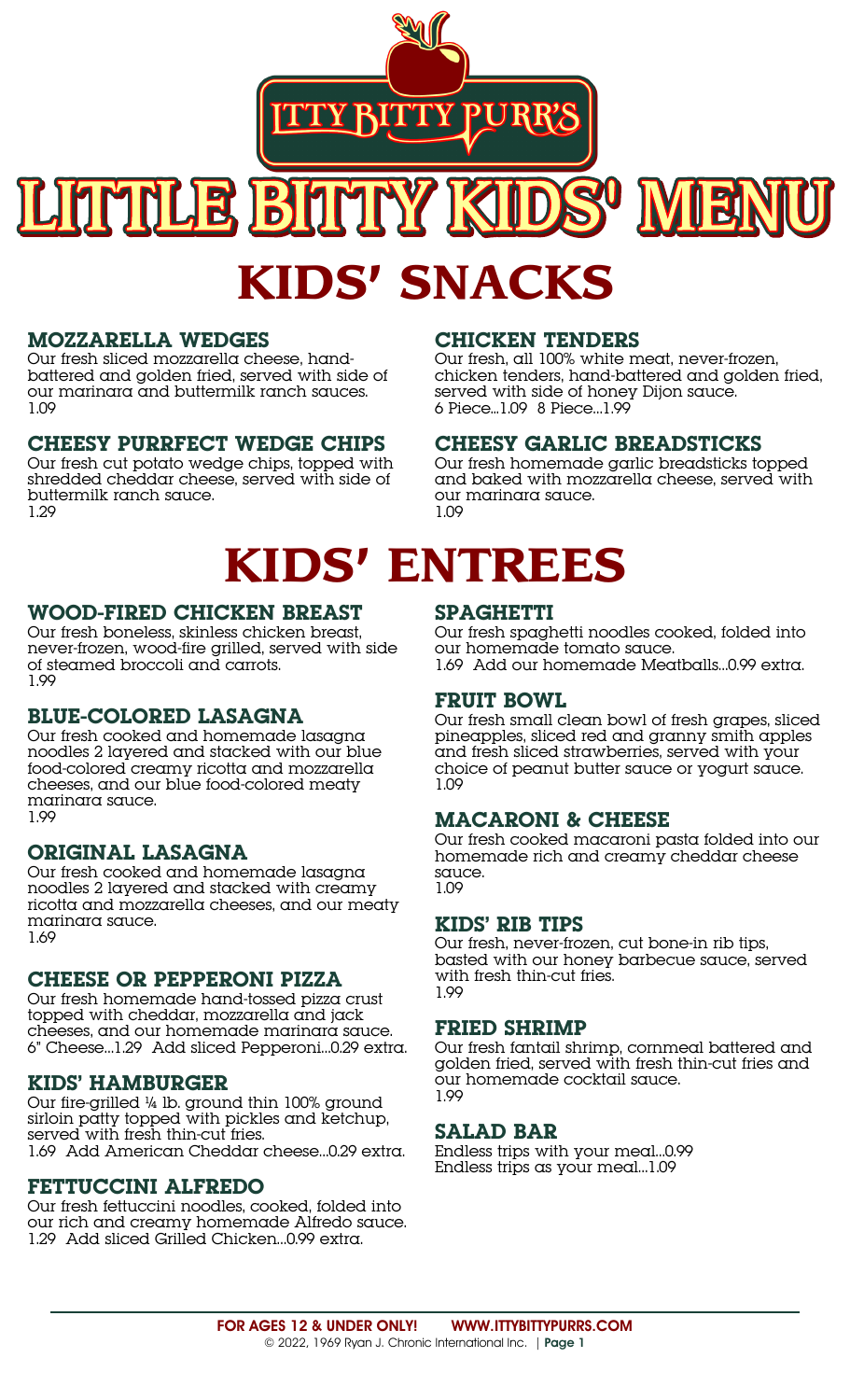# ITTY BITTY PURR'S

# LITTLE BITTY KIDS' MENU

## KIDS' SNACKS

### MOZZARELLA WEDGES

Our fresh sliced mozzarella cheese, hand-battered and golden fried, served with side of our marinara and buttermilk ranch sauces.
1.09

### CHEESY PURRFECT WEDGE CHIPS

Our fresh cut potato wedge chips, topped with shredded cheddar cheese, served with side of buttermilk ranch sauce.
1.29

### CHICKEN TENDERS

Our fresh, all 100% white meat, never-frozen, chicken tenders, hand-battered and golden fried, served with side of honey Dijon sauce.
6 Piece...1.09 8 Piece...1.99

### CHEESY GARLIC BREADSTICKS

Our fresh homemade garlic breadsticks topped and baked with mozzarella cheese, served with our marinara sauce.
1.09

## KIDS' ENTREES

### WOOD-FIRED CHICKEN BREAST

Our fresh boneless, skinless chicken breast, never-frozen, wood-fire grilled, served with side of steamed broccoli and carrots.
1.99

### BLUE-COLORED LASAGNA

Our fresh cooked and homemade lasagna noodles 2 layered and stacked with our blue food-colored creamy ricotta and mozzarella cheeses, and our blue food-colored meaty marinara sauce.
1.99

### ORIGINAL LASAGNA

Our fresh cooked and homemade lasagna noodles 2 layered and stacked with creamy ricotta and mozzarella cheeses, and our meaty marinara sauce.
1.69

### CHEESE OR PEPPERONI PIZZA

Our fresh homemade hand-tossed pizza crust topped with cheddar, mozzarella and jack cheeses, and our homemade marinara sauce.
6" Cheese...1.29 Add sliced Pepperoni...0.29 extra.

### KIDS' HAMBURGER

Our fire-grilled ¼ lb. ground thin 100% ground sirloin patty topped with pickles and ketchup, served with fresh thin-cut fries.
1.69 Add American Cheddar cheese...0.29 extra.

### FETTUCCINI ALFREDO

Our fresh fettuccini noodles, cooked, folded into our rich and creamy homemade Alfredo sauce.
1.29 Add sliced Grilled Chicken...0.99 extra.

### SPAGHETTI

Our fresh spaghetti noodles cooked, folded into our homemade tomato sauce.
1.69 Add our homemade Meatballs...0.99 extra.

### FRUIT BOWL

Our fresh small clean bowl of fresh grapes, sliced pineapples, sliced red and granny smith apples and fresh sliced strawberries, served with your choice of peanut butter sauce or yogurt sauce.
1.09

### MACARONI & CHEESE

Our fresh cooked macaroni pasta folded into our homemade rich and creamy cheddar cheese sauce.
1.09

### KIDS' RIB TIPS

Our fresh, never-frozen, cut bone-in rib tips, basted with our honey barbecue sauce, served with fresh thin-cut fries.
1.99

### FRIED SHRIMP

Our fresh fantail shrimp, cornmeal battered and golden fried, served with fresh thin-cut fries and our homemade cocktail sauce.
1.99

### SALAD BAR

Endless trips with your meal...0.99
Endless trips as your meal...1.09

**FOR AGES 12 & UNDER ONLY!** **WWW.ITTYBITTYPURRS.COM**

© 2022, 1969 Ryan J. Chronic International Inc.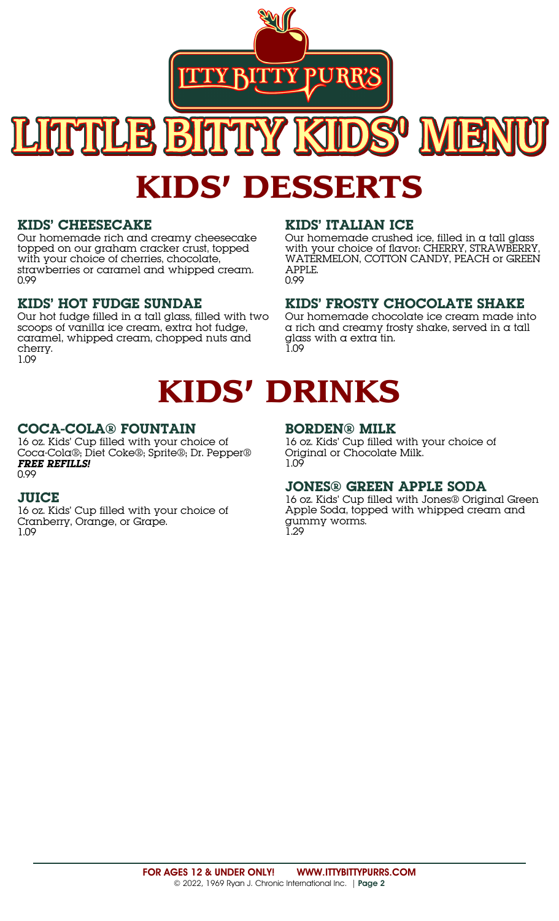ITTY BITTY PURR'S

# LITTLE BITTY KIDS' MENU

## KIDS' DESSERTS

### KIDS' CHEESECAKE
Our homemade rich and creamy cheesecake topped on our graham cracker crust, topped with your choice of cherries, chocolate, strawberries or caramel and whipped cream.
0.99

### KIDS' HOT FUDGE SUNDAE
Our hot fudge filled in a tall glass, filled with two scoops of vanilla ice cream, extra hot fudge, caramel, whipped cream, chopped nuts and cherry.
1.09

### KIDS' ITALIAN ICE
Our homemade crushed ice, filled in a tall glass with your choice of flavor: CHERRY, STRAWBERRY, WATERMELON, COTTON CANDY, PEACH or GREEN APPLE.
0.99

### KIDS' FROSTY CHOCOLATE SHAKE
Our homemade chocolate ice cream made into a rich and creamy frosty shake, served in a tall glass with a extra tin.
1.09

## KIDS' DRINKS

### COCA-COLA® FOUNTAIN
16 oz. Kids' Cup filled with your choice of Coca-Cola®; Diet Coke®; Sprite®; Dr. Pepper®
***FREE REFILLS!***
0.99

### JUICE
16 oz. Kids' Cup filled with your choice of Cranberry, Orange, or Grape.
1.09

### BORDEN® MILK
16 oz. Kids' Cup filled with your choice of Original or Chocolate Milk.
1.09

### JONES® GREEN APPLE SODA
16 oz. Kids' Cup filled with Jones® Original Green Apple Soda, topped with whipped cream and gummy worms.
1.29

**FOR AGES 12 & UNDER ONLY!** **WWW.ITTYBITTYPURRS.COM**
© 2022, 1969 Ryan J. Chronic International Inc.